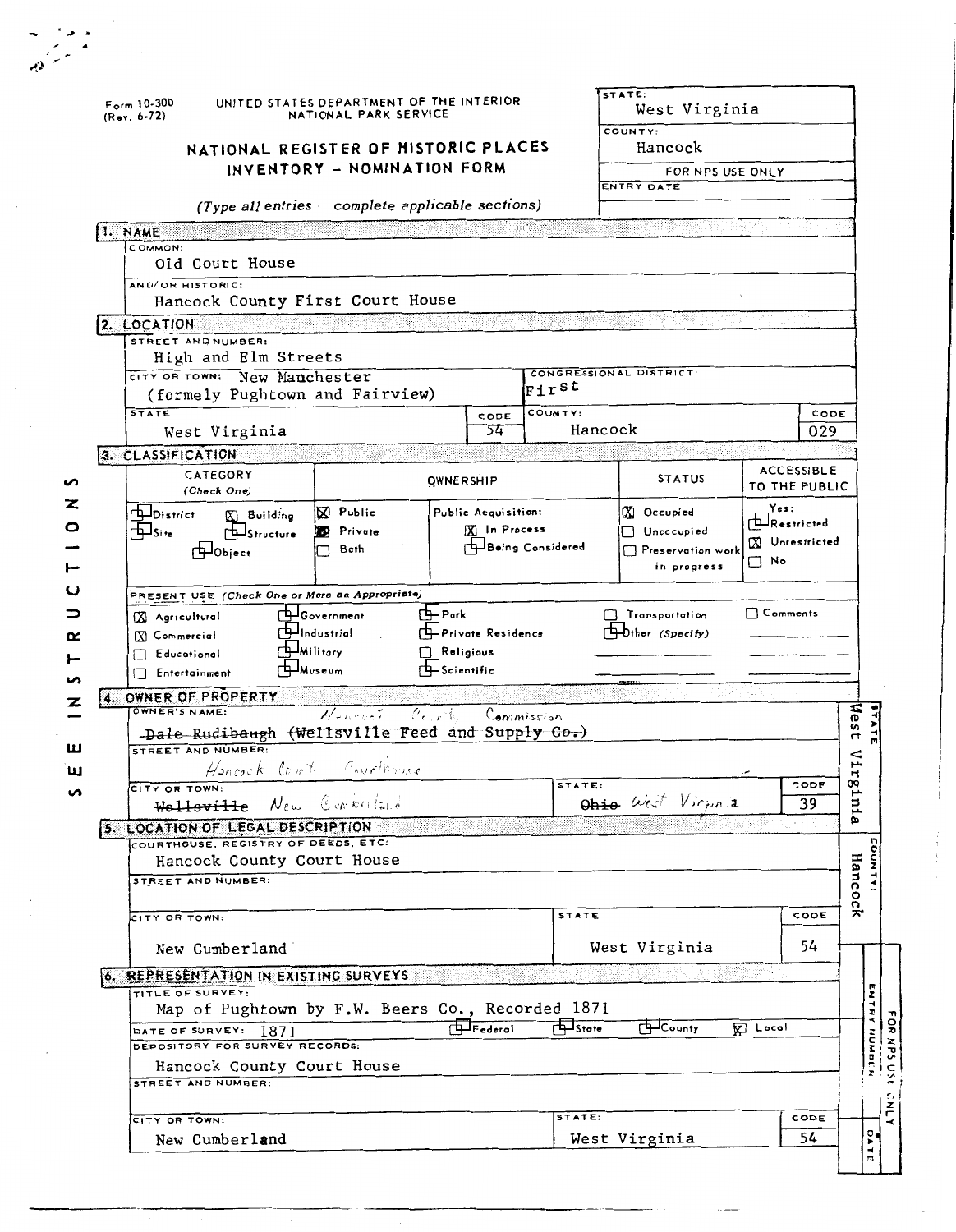Form 10-300
(Rev. 6-72)

UNITED STATES DEPARTMENT OF THE INTERIOR
NATIONAL PARK SERVICE

# NATIONAL REGISTER OF HISTORIC PLACES INVENTORY - NOMINATION FORM

*(Type all entries · complete applicable sections)*

| STATE: | West Virginia |
|---|---|
| COUNTY: | Hancock |
| FOR NPS USE ONLY | |
| ENTRY DATE | |

## 1. NAME

COMMON:
Old Court House

AND/OR HISTORIC:
Hancock County First Court House

## 2. LOCATION

STREET AND NUMBER:
High and Elm Streets

CITY OR TOWN: New Manchester (formely Pughtown and Fairview)

CONGRESSIONAL DISTRICT: First

| STATE | CODE | COUNTY: | CODE |
|---|---|---|---|
| West Virginia | 54 | Hancock | 029 |

## 3. CLASSIFICATION

| CATEGORY (Check One) | OWNERSHIP | | STATUS | ACCESSIBLE TO THE PUBLIC |
|---|---|---|---|---|
| ☐ District ☒ Building | ☒ Public | Public Acquisition: | ☒ Occupied | Yes: |
| ☐ Site ☐ Structure | ☒ Private | ☒ In Process | ☐ Unoccupied | ☐ Restricted |
| ☐ Object | ☐ Both | ☐ Being Considered | ☐ Preservation work in progress | ☒ Unrestricted |
| | | | | ☐ No |

PRESENT USE *(Check One or More as Appropriate)*

| | | | | |
|---|---|---|---|---|
| ☒ Agricultural | ☐ Government | ☐ Park | ☐ Transportation | ☐ Comments |
| ☒ Commercial | ☐ Industrial | ☐ Private Residence | ☐ Other (Specify) | |
| ☐ Educational | ☐ Military | ☐ Religious | | |
| ☐ Entertainment | ☐ Museum | ☐ Scientific | | |

## 4. OWNER OF PROPERTY

OWNER'S NAME:
~~Dale Rudibaugh (Wellsville Feed and Supply Co.)~~ Hancock County Commission

STREET AND NUMBER:
Hancock County Courthouse

| CITY OR TOWN: | STATE: | CODE |
|---|---|---|
| ~~Wellsville~~ New Cumberland | ~~Ohio~~ West Virginia | 39 |

STATE: West Virginia

## 5. LOCATION OF LEGAL DESCRIPTION

COURTHOUSE, REGISTRY OF DEEDS, ETC:
Hancock County Court House

STREET AND NUMBER:

| CITY OR TOWN: | STATE | CODE |
|---|---|---|
| New Cumberland | West Virginia | 54 |

COUNTY: Hancock

## 6. REPRESENTATION IN EXISTING SURVEYS

TITLE OF SURVEY:
Map of Pughtown by F.W. Beers Co., Recorded 1871

DATE OF SURVEY: 1871 ☐ Federal ☐ State ☐ County ☒ Local

DEPOSITORY FOR SURVEY RECORDS:
Hancock County Court House

STREET AND NUMBER:

| CITY OR TOWN: | STATE: | CODE |
|---|---|---|
| New Cumberland | West Virginia | 54 |

FOR NPS USE ONLY — ENTRY NUMBER — DATE

SEE INSTRUCTIONS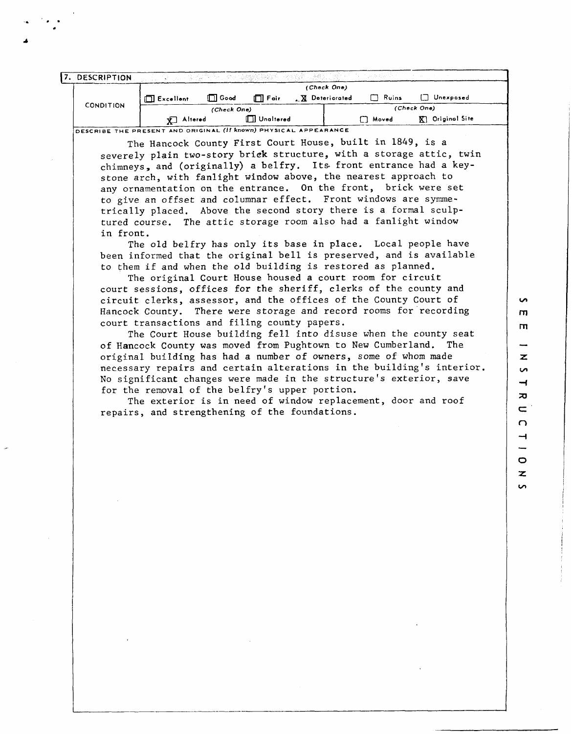## 7. DESCRIPTION

| CONDITION | (Check One) | | | | | |
|---|---|---|---|---|---|---|
| | ☐ Excellent | ☐ Good | ☐ Fair | ☒ Deteriorated | ☐ Ruins | ☐ Unexposed |
| | (Check One) | | | (Check One) | | |
| | ☒ Altered | ☐ Unaltered | | ☐ Moved | ☒ Original Site | |

DESCRIBE THE PRESENT AND ORIGINAL *(If known)* PHYSICAL APPEARANCE

The Hancock County First Court House, built in 1849, is a severely plain two-story brick structure, with a storage attic, twin chimneys, and (originally) a belfry. Its front entrance had a keystone arch, with fanlight window above, the nearest approach to any ornamentation on the entrance. On the front, brick were set to give an offset and columnar effect. Front windows are symmetrically placed. Above the second story there is a formal sculptured course. The attic storage room also had a fanlight window in front.

The old belfry has only its base in place. Local people have been informed that the original bell is preserved, and is available to them if and when the old building is restored as planned.

The original Court House housed a court room for circuit court sessions, offices for the sheriff, clerks of the county and circuit clerks, assessor, and the offices of the County Court of Hancock County. There were storage and record rooms for recording court transactions and filing county papers.

The Court House building fell into disuse when the county seat of Hancock County was moved from Pughtown to New Cumberland. The original building has had a number of owners, some of whom made necessary repairs and certain alterations in the building's interior. No significant changes were made in the structure's exterior, save for the removal of the belfry's upper portion.

The exterior is in need of window replacement, door and roof repairs, and strengthening of the foundations.

SEE INSTRUCTIONS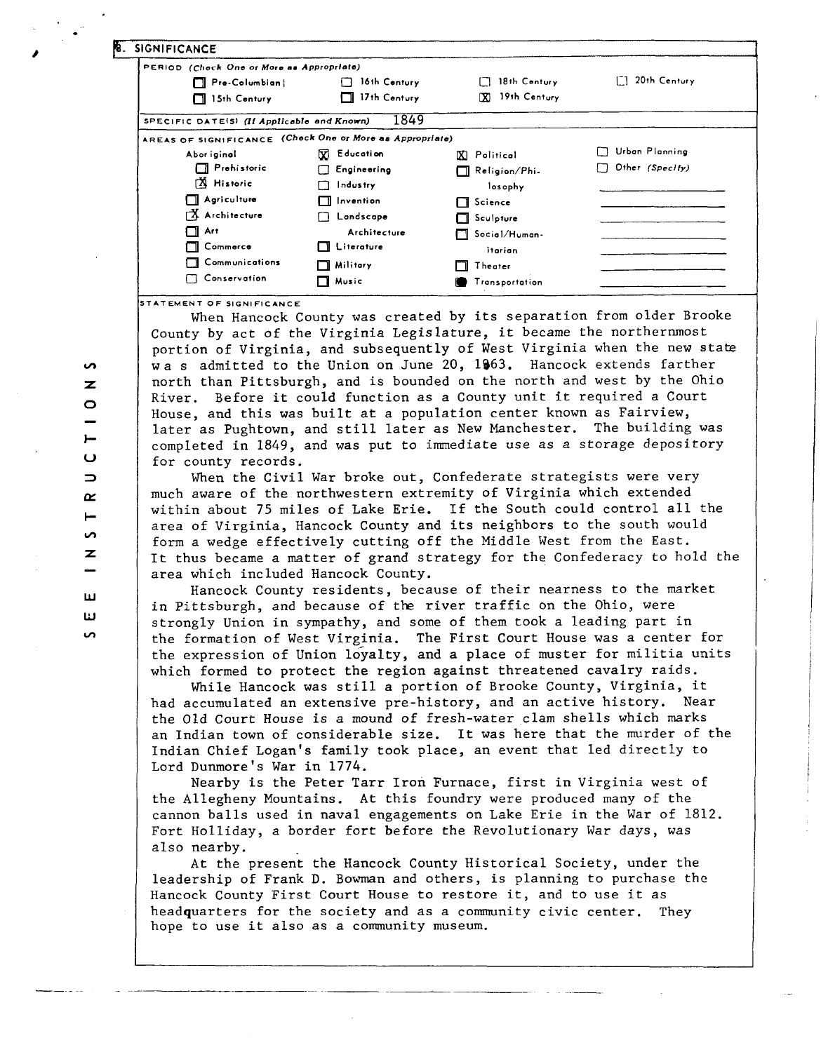## 8. SIGNIFICANCE

**PERIOD** *(Check One or More as Appropriate)*

| | | | |
|---|---|---|---|
| ☐ Pre-Columbian | ☐ 16th Century | ☐ 18th Century | ☐ 20th Century |
| ☐ 15th Century | ☐ 17th Century | ☒ 19th Century | |

**SPECIFIC DATE(S)** *(If Applicable and Known)* 1849

**AREAS OF SIGNIFICANCE** *(Check One or More as Appropriate)*

| | | | |
|---|---|---|---|
| Aboriginal | ☒ Education | ☒ Political | ☐ Urban Planning |
| ☐ Prehistoric | ☐ Engineering | ☐ Religion/Philosophy | ☐ Other *(Specify)* |
| ☒ Historic | ☐ Industry | ☐ Science | |
| ☐ Agriculture | ☐ Invention | ☐ Sculpture | |
| ☒ Architecture | ☐ Landscape Architecture | ☐ Social/Humanitarian | |
| ☐ Art | ☐ Literature | ☐ Theater | |
| ☐ Commerce | ☐ Military | ■ Transportation | |
| ☐ Communications | ☐ Music | | |
| ☐ Conservation | | | |

**STATEMENT OF SIGNIFICANCE**

When Hancock County was created by its separation from older Brooke County by act of the Virginia Legislature, it became the northernmost portion of Virginia, and subsequently of West Virginia when the new state was admitted to the Union on June 20, 1863. Hancock extends farther north than Pittsburgh, and is bounded on the north and west by the Ohio River. Before it could function as a County unit it required a Court House, and this was built at a population center known as Fairview, later as Pughtown, and still later as New Manchester. The building was completed in 1849, and was put to immediate use as a storage depository for county records.

When the Civil War broke out, Confederate strategists were very much aware of the northwestern extremity of Virginia which extended within about 75 miles of Lake Erie. If the South could control all the area of Virginia, Hancock County and its neighbors to the south would form a wedge effectively cutting off the Middle West from the East. It thus became a matter of grand strategy for the Confederacy to hold the area which included Hancock County.

Hancock County residents, because of their nearness to the market in Pittsburgh, and because of the river traffic on the Ohio, were strongly Union in sympathy, and some of them took a leading part in the formation of West Virginia. The First Court House was a center for the expression of Union loyalty, and a place of muster for militia units which formed to protect the region against threatened cavalry raids.

While Hancock was still a portion of Brooke County, Virginia, it had accumulated an extensive pre-history, and an active history. Near the Old Court House is a mound of fresh-water clam shells which marks an Indian town of considerable size. It was here that the murder of the Indian Chief Logan's family took place, an event that led directly to Lord Dunmore's War in 1774.

Nearby is the Peter Tarr Iron Furnace, first in Virginia west of the Allegheny Mountains. At this foundry were produced many of the cannon balls used in naval engagements on Lake Erie in the War of 1812. Fort Holliday, a border fort before the Revolutionary War days, was also nearby.

At the present the Hancock County Historical Society, under the leadership of Frank D. Bowman and others, is planning to purchase the Hancock County First Court House to restore it, and to use it as headquarters for the society and as a community civic center. They hope to use it also as a community museum.

SEE INSTRUCTIONS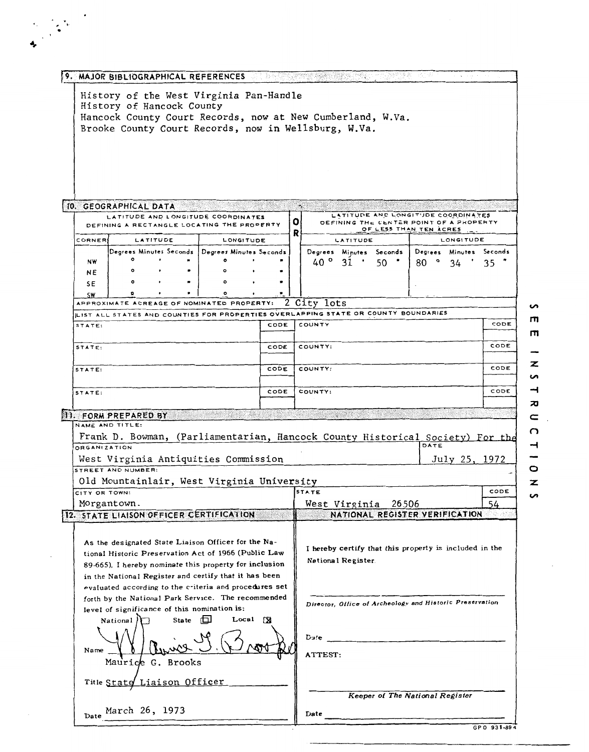## 9. MAJOR BIBLIOGRAPHICAL REFERENCES

History of the West Virginia Pan-Handle
History of Hancock County
Hancock County Court Records, now at New Cumberland, W.Va.
Brooke County Court Records, now in Wellsburg, W.Va.

## 10. GEOGRAPHICAL DATA

| LATITUDE AND LONGITUDE COORDINATES DEFINING A RECTANGLE LOCATING THE PROPERTY | | | OR | LATITUDE AND LONGITUDE COORDINATES DEFINING THE CENTER POINT OF A PROPERTY OF LESS THAN TEN ACRES | |
|---|---|---|---|---|---|
| CORNER | LATITUDE | LONGITUDE | | LATITUDE | LONGITUDE |
| | Degrees Minutes Seconds | Degrees Minutes Seconds | | Degrees Minutes Seconds | Degrees Minutes Seconds |
| NW | ° ' " | ° ' " | | 40 ° 31 ' 50 " | 80 ° 34 ' 35 " |
| NE | ° ' " | ° ' " | | | |
| SE | ° ' " | ° ' " | | | |
| SW | ° ' " | ° ' " | | | |

APPROXIMATE ACREAGE OF NOMINATED PROPERTY: 2 City lots

LIST ALL STATES AND COUNTIES FOR PROPERTIES OVERLAPPING STATE OR COUNTY BOUNDARIES

| STATE: | CODE | COUNTY | CODE |
|---|---|---|---|
| STATE: | CODE | COUNTY: | CODE |
| STATE: | CODE | COUNTY: | CODE |
| STATE: | CODE | COUNTY: | CODE |

## 11. FORM PREPARED BY

NAME AND TITLE:
Frank D. Bowman, (Parliamentarian, Hancock County Historical Society) For the

ORGANIZATION: West Virginia Antiquities Commission

DATE: July 25, 1972

STREET AND NUMBER: Old Mountainlair, West Virginia University

CITY OR TOWN: Morgantown.

STATE: West Virginia 26506

CODE: 54

## 12. STATE LIAISON OFFICER CERTIFICATION

As the designated State Liaison Officer for the National Historic Preservation Act of 1966 (Public Law 89-665), I hereby nominate this property for inclusion in the National Register and certify that it has been evaluated according to the criteria and procedures set forth by the National Park Service. The recommended level of significance of this nomination is:

National ☐ State ☐ Local ☒

Name Maurice G. Brooks

Title State Liaison Officer

Date March 26, 1973

## NATIONAL REGISTER VERIFICATION

I hereby certify that this property is included in the National Register.

*Director, Office of Archeology and Historic Preservation*

Date

ATTEST:

*Keeper of The National Register*

Date

SEE INSTRUCTIONS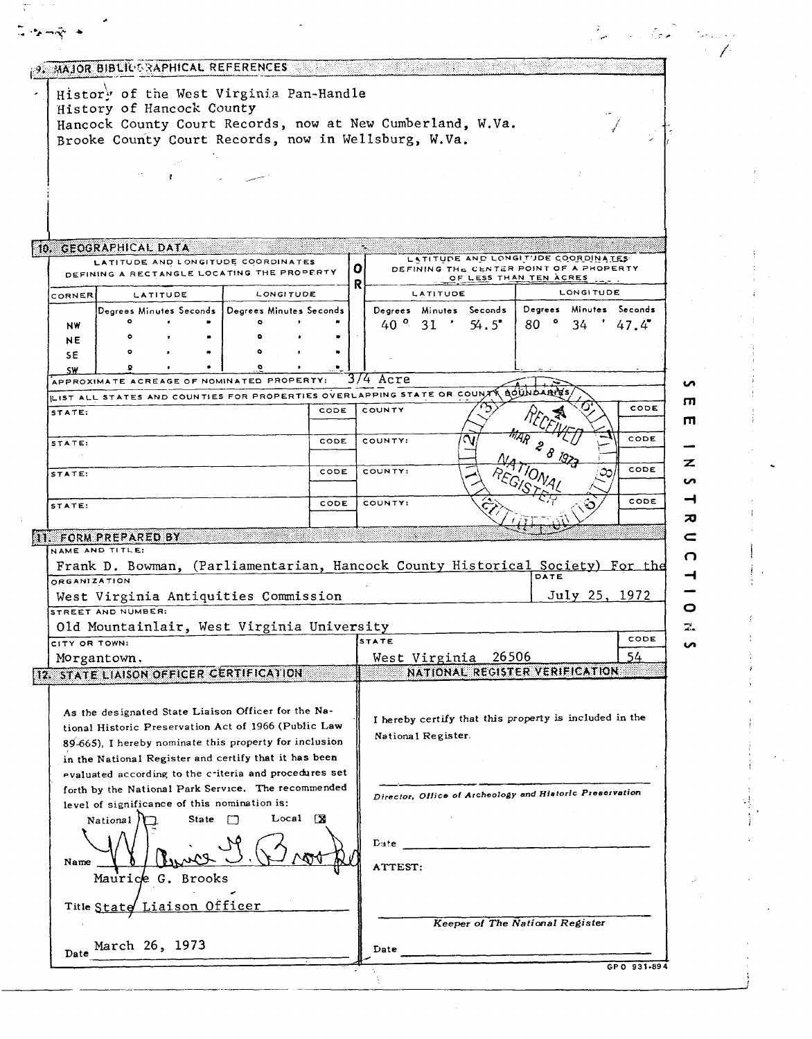## 9. MAJOR BIBLIOGRAPHICAL REFERENCES

History of the West Virginia Pan-Handle
History of Hancock County
Hancock County Court Records, now at New Cumberland, W.Va.
Brooke County Court Records, now in Wellsburg, W.Va.

## 10. GEOGRAPHICAL DATA

| LATITUDE AND LONGITUDE COORDINATES DEFINING A RECTANGLE LOCATING THE PROPERTY | | | OR | LATITUDE AND LONGITUDE COORDINATES DEFINING THE CENTER POINT OF A PROPERTY OF LESS THAN TEN ACRES | |
|---|---|---|---|---|---|
| CORNER | LATITUDE | LONGITUDE | | LATITUDE | LONGITUDE |
| | Degrees Minutes Seconds | Degrees Minutes Seconds | | Degrees Minutes Seconds | Degrees Minutes Seconds |
| NW | ° ' " | ° ' " | | 40° 31' 54.5" | 80° 34' 47.4" |
| NE | ° ' " | ° ' " | | | |
| SE | ° ' " | ° ' " | | | |
| SW | ° ' " | ° ' " | | | |

APPROXIMATE ACREAGE OF NOMINATED PROPERTY: 3/4 Acre

LIST ALL STATES AND COUNTIES FOR PROPERTIES OVERLAPPING STATE OR COUNTY BOUNDARIES

| STATE: | CODE | COUNTY | CODE |
|---|---|---|---|
| STATE: | CODE | COUNTY: | CODE |
| STATE: | CODE | COUNTY: | CODE |
| STATE: | CODE | COUNTY: | CODE |

RECEIVED MAR 28 1973 NATIONAL REGISTER

## 11. FORM PREPARED BY

NAME AND TITLE:
Frank D. Bowman, (Parliamentarian, Hancock County Historical Society) For the

ORGANIZATION: West Virginia Antiquities Commission
DATE: July 25, 1972

STREET AND NUMBER: Old Mountainlair, West Virginia University

CITY OR TOWN: Morgantown.
STATE: West Virginia 26506
CODE: 54

## 12. STATE LIAISON OFFICER CERTIFICATION

As the designated State Liaison Officer for the National Historic Preservation Act of 1966 (Public Law 89-665), I hereby nominate this property for inclusion in the National Register and certify that it has been evaluated according to the criteria and procedures set forth by the National Park Service. The recommended level of significance of this nomination is:

National ☐ State ☐ Local ☒

Name Maurice G. Brooks

Title State Liaison Officer

Date March 26, 1973

## NATIONAL REGISTER VERIFICATION

I hereby certify that this property is included in the National Register.

*Director, Office of Archeology and Historic Preservation*

Date

ATTEST:

*Keeper of The National Register*

Date

SEE INSTRUCTIONS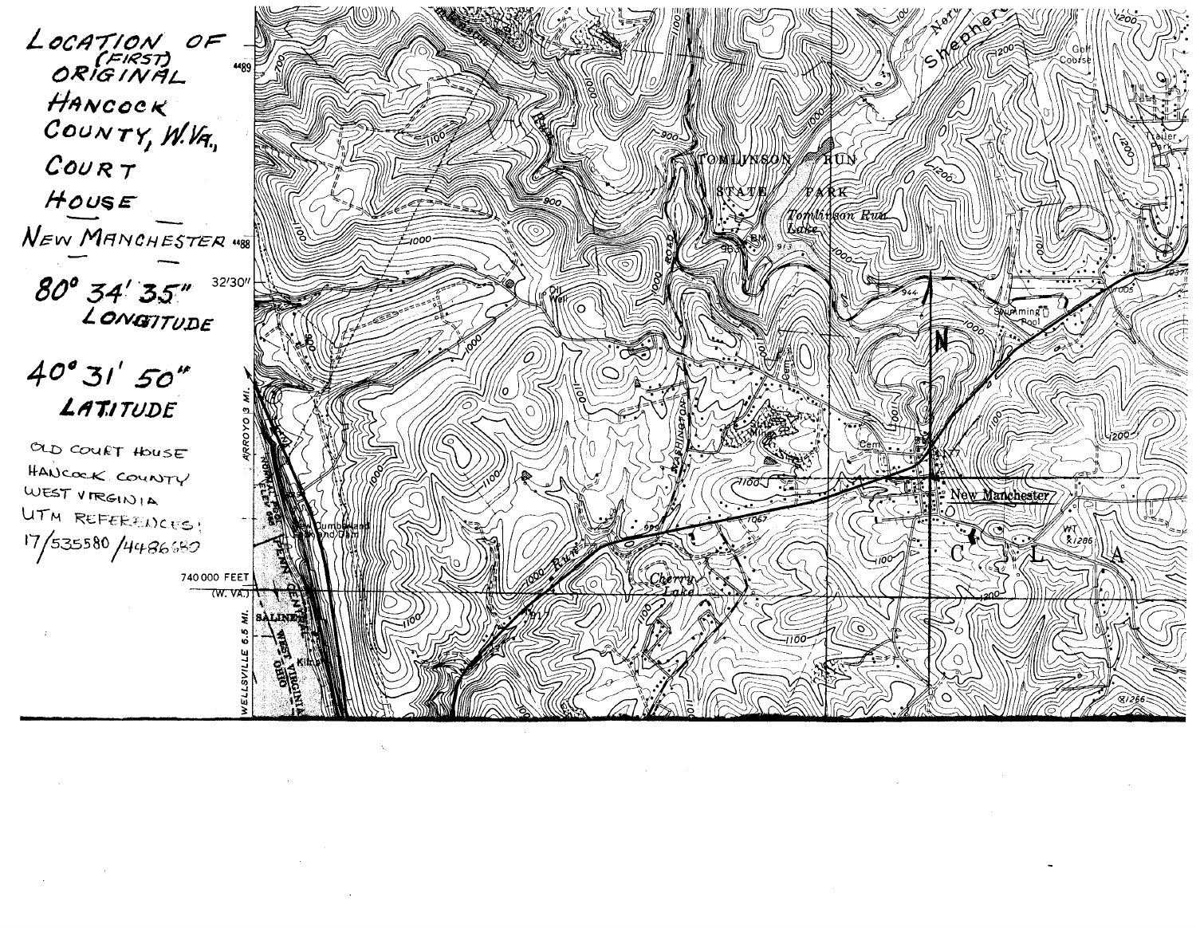LOCATION OF (FIRST) ORIGINAL HANCOCK COUNTY, W.VA., COURT HOUSE

NEW MANCHESTER

80° 34' 35" LONGITUDE

40° 31' 50" LATITUDE

OLD COURT HOUSE
HANCOCK COUNTY
WEST VIRGINIA
UTM REFERENCES:
17/535580/4486680